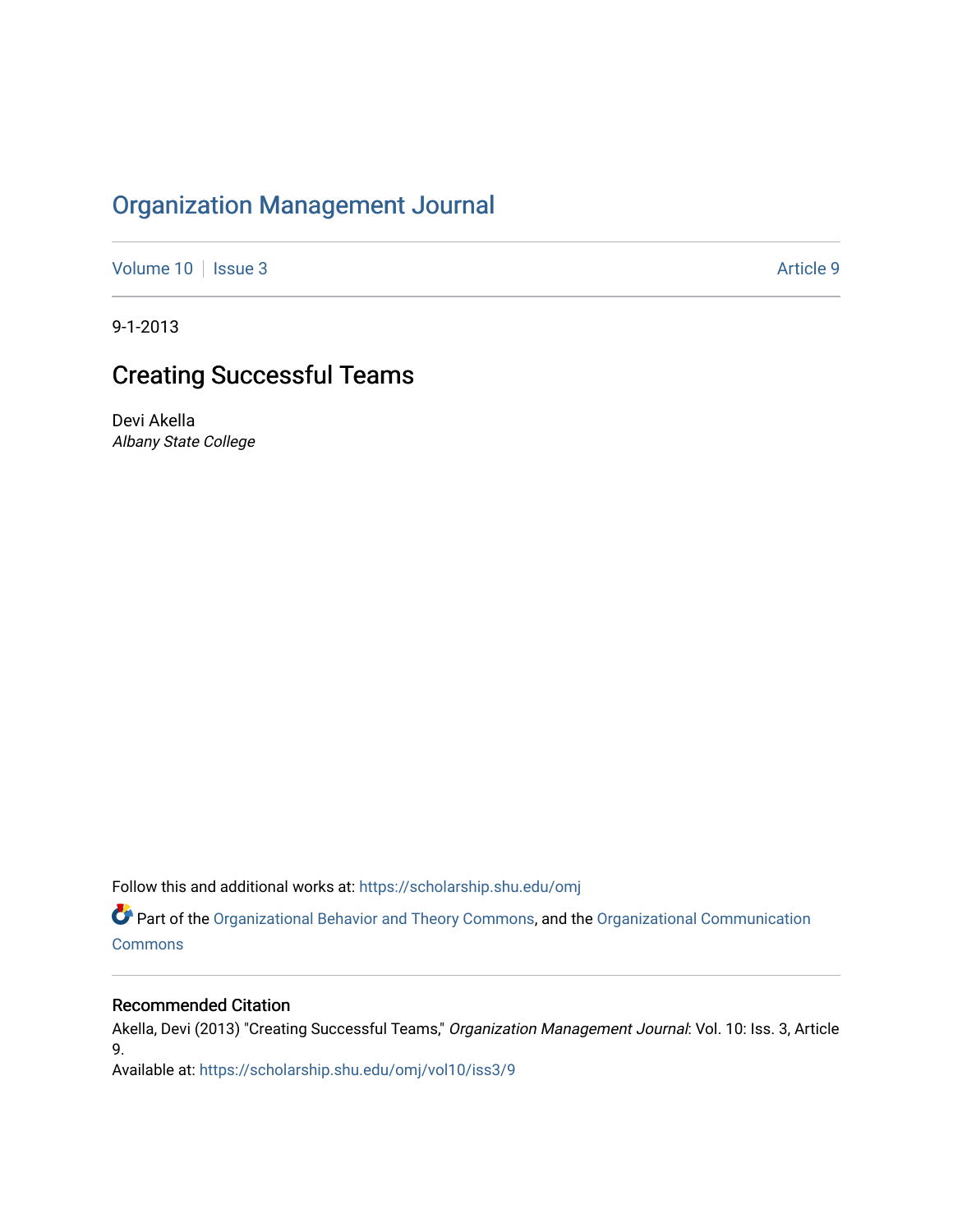# Organization Management Journal

Volume 10 | Issue 3 | Article 9

9-1-2013

## Creating Successful Teams

Devi Akella
*Albany State College*

Follow this and additional works at: https://scholarship.shu.edu/omj

Part of the Organizational Behavior and Theory Commons, and the Organizational Communication Commons

### Recommended Citation

Akella, Devi (2013) "Creating Successful Teams," *Organization Management Journal*: Vol. 10: Iss. 3, Article 9.
Available at: https://scholarship.shu.edu/omj/vol10/iss3/9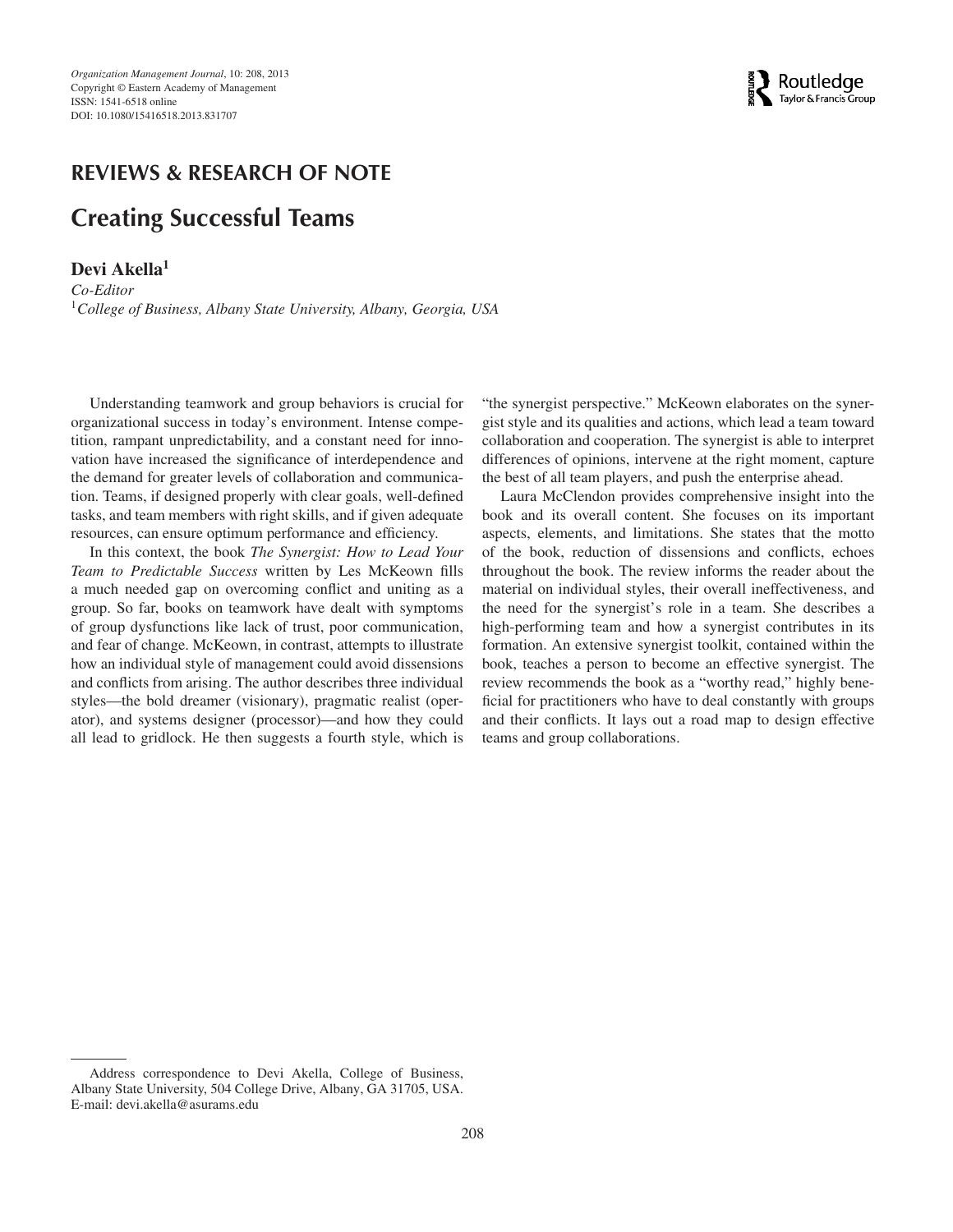## REVIEWS & RESEARCH OF NOTE

# Creating Successful Teams

**Devi Akella**[1]

*Co-Editor*

[1]*College of Business, Albany State University, Albany, Georgia, USA*

Understanding teamwork and group behaviors is crucial for organizational success in today's environment. Intense competition, rampant unpredictability, and a constant need for innovation have increased the significance of interdependence and the demand for greater levels of collaboration and communication. Teams, if designed properly with clear goals, well-defined tasks, and team members with right skills, and if given adequate resources, can ensure optimum performance and efficiency.

In this context, the book *The Synergist: How to Lead Your Team to Predictable Success* written by Les McKeown fills a much needed gap on overcoming conflict and uniting as a group. So far, books on teamwork have dealt with symptoms of group dysfunctions like lack of trust, poor communication, and fear of change. McKeown, in contrast, attempts to illustrate how an individual style of management could avoid dissensions and conflicts from arising. The author describes three individual styles—the bold dreamer (visionary), pragmatic realist (operator), and systems designer (processor)—and how they could all lead to gridlock. He then suggests a fourth style, which is "the synergist perspective." McKeown elaborates on the synergist style and its qualities and actions, which lead a team toward collaboration and cooperation. The synergist is able to interpret differences of opinions, intervene at the right moment, capture the best of all team players, and push the enterprise ahead.

Laura McClendon provides comprehensive insight into the book and its overall content. She focuses on its important aspects, elements, and limitations. She states that the motto of the book, reduction of dissensions and conflicts, echoes throughout the book. The review informs the reader about the material on individual styles, their overall ineffectiveness, and the need for the synergist's role in a team. She describes a high-performing team and how a synergist contributes in its formation. An extensive synergist toolkit, contained within the book, teaches a person to become an effective synergist. The review recommends the book as a "worthy read," highly beneficial for practitioners who have to deal constantly with groups and their conflicts. It lays out a road map to design effective teams and group collaborations.

Address correspondence to Devi Akella, College of Business, Albany State University, 504 College Drive, Albany, GA 31705, USA. E-mail: devi.akella@asurams.edu